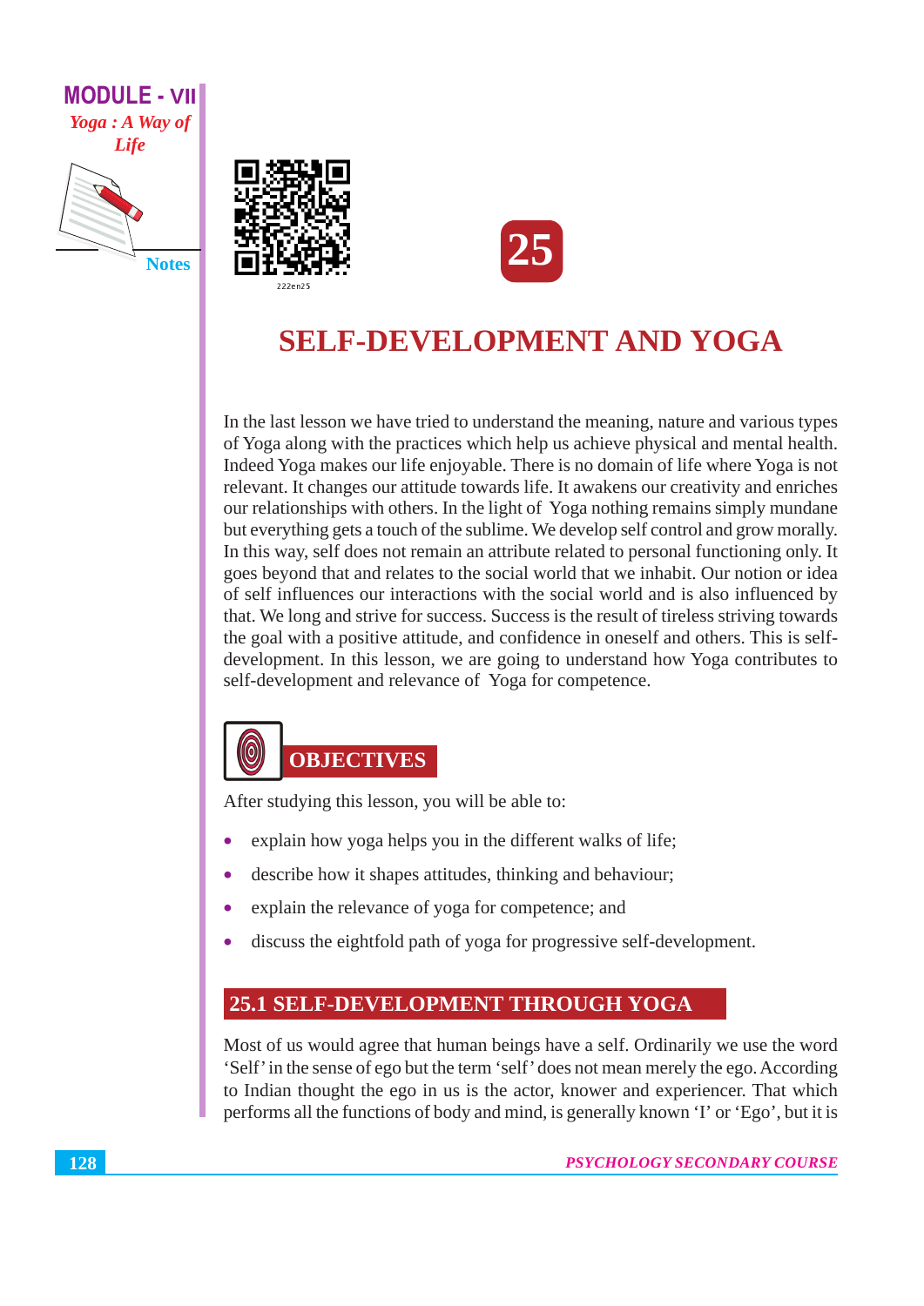# 25

# SELF-DEVELOPMENT AND YOGA

In the last lesson we have tried to understand the meaning, nature and various types of Yoga along with the practices which help us achieve physical and mental health. Indeed Yoga makes our life enjoyable. There is no domain of life where Yoga is not relevant. It changes our attitude towards life. It awakens our creativity and enriches our relationships with others. In the light of Yoga nothing remains simply mundane but everything gets a touch of the sublime. We develop self control and grow morally. In this way, self does not remain an attribute related to personal functioning only. It goes beyond that and relates to the social world that we inhabit. Our notion or idea of self influences our interactions with the social world and is also influenced by that. We long and strive for success. Success is the result of tireless striving towards the goal with a positive attitude, and confidence in oneself and others. This is self-development. In this lesson, we are going to understand how Yoga contributes to self-development and relevance of Yoga for competence.

## OBJECTIVES

After studying this lesson, you will be able to:

- explain how yoga helps you in the different walks of life;
- describe how it shapes attitudes, thinking and behaviour;
- explain the relevance of yoga for competence; and
- discuss the eightfold path of yoga for progressive self-development.

## 25.1 SELF-DEVELOPMENT THROUGH YOGA

Most of us would agree that human beings have a self. Ordinarily we use the word 'Self' in the sense of ego but the term 'self' does not mean merely the ego. According to Indian thought the ego in us is the actor, knower and experiencer. That which performs all the functions of body and mind, is generally known 'I' or 'Ego', but it is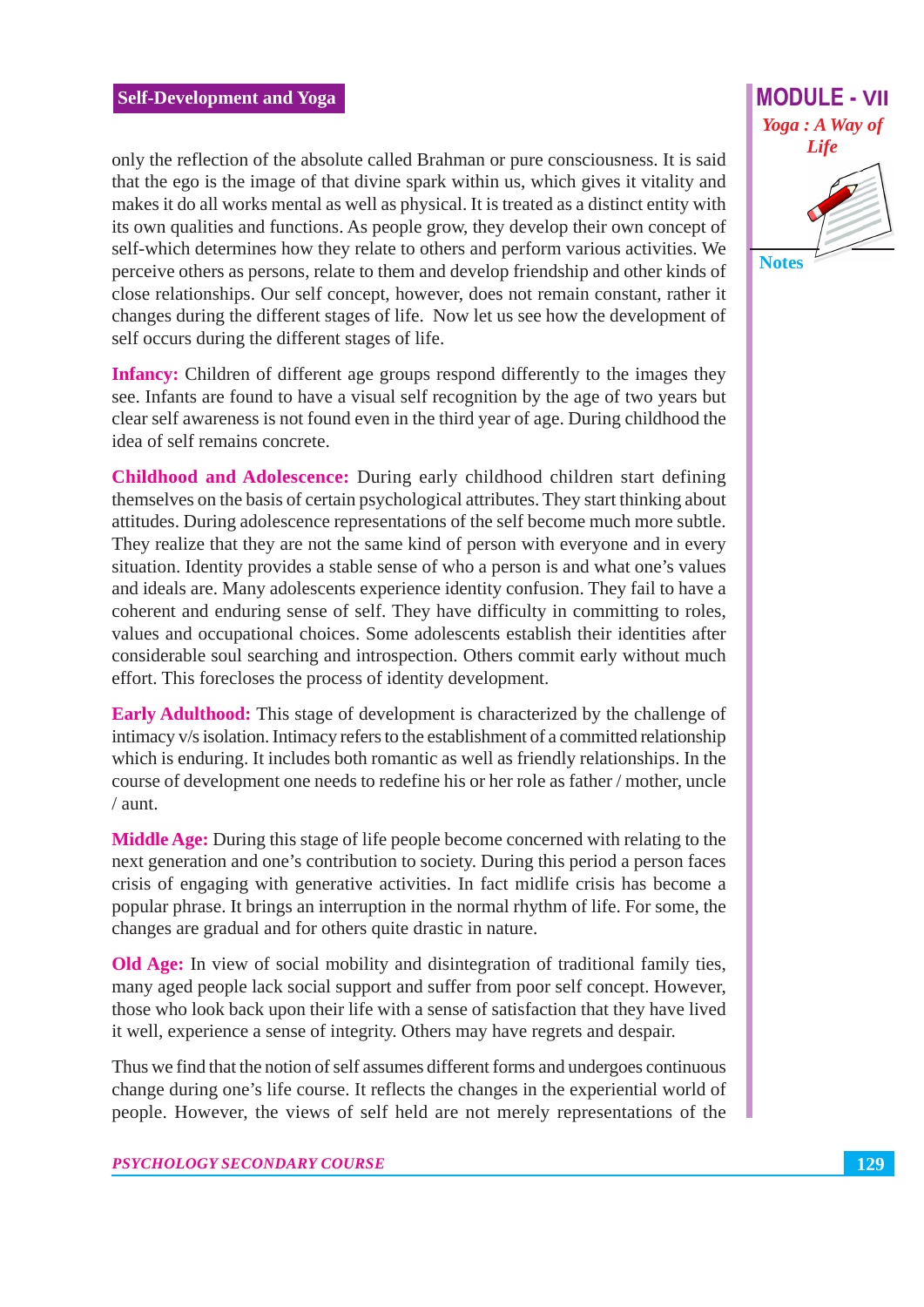only the reflection of the absolute called Brahman or pure consciousness. It is said that the ego is the image of that divine spark within us, which gives it vitality and makes it do all works mental as well as physical. It is treated as a distinct entity with its own qualities and functions. As people grow, they develop their own concept of self-which determines how they relate to others and perform various activities. We perceive others as persons, relate to them and develop friendship and other kinds of close relationships. Our self concept, however, does not remain constant, rather it changes during the different stages of life. Now let us see how the development of self occurs during the different stages of life.

**Infancy:** Children of different age groups respond differently to the images they see. Infants are found to have a visual self recognition by the age of two years but clear self awareness is not found even in the third year of age. During childhood the idea of self remains concrete.

**Childhood and Adolescence:** During early childhood children start defining themselves on the basis of certain psychological attributes. They start thinking about attitudes. During adolescence representations of the self become much more subtle. They realize that they are not the same kind of person with everyone and in every situation. Identity provides a stable sense of who a person is and what one's values and ideals are. Many adolescents experience identity confusion. They fail to have a coherent and enduring sense of self. They have difficulty in committing to roles, values and occupational choices. Some adolescents establish their identities after considerable soul searching and introspection. Others commit early without much effort. This forecloses the process of identity development.

**Early Adulthood:** This stage of development is characterized by the challenge of intimacy v/s isolation. Intimacy refers to the establishment of a committed relationship which is enduring. It includes both romantic as well as friendly relationships. In the course of development one needs to redefine his or her role as father / mother, uncle / aunt.

**Middle Age:** During this stage of life people become concerned with relating to the next generation and one's contribution to society. During this period a person faces crisis of engaging with generative activities. In fact midlife crisis has become a popular phrase. It brings an interruption in the normal rhythm of life. For some, the changes are gradual and for others quite drastic in nature.

**Old Age:** In view of social mobility and disintegration of traditional family ties, many aged people lack social support and suffer from poor self concept. However, those who look back upon their life with a sense of satisfaction that they have lived it well, experience a sense of integrity. Others may have regrets and despair.

Thus we find that the notion of self assumes different forms and undergoes continuous change during one's life course. It reflects the changes in the experiential world of people. However, the views of self held are not merely representations of the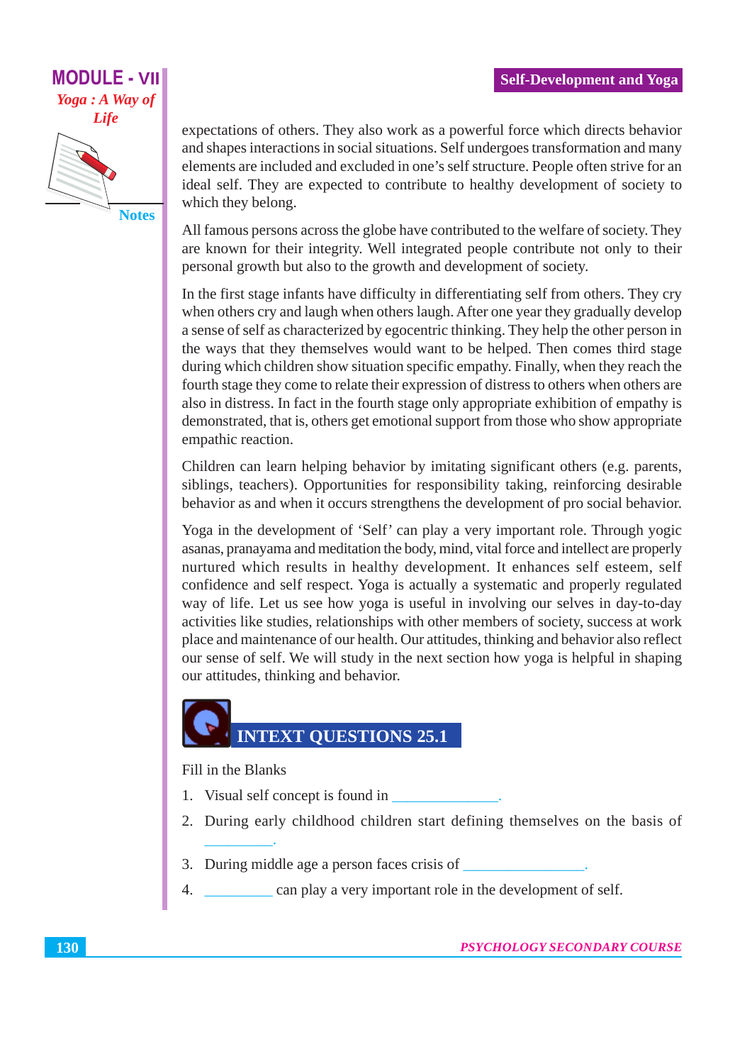expectations of others. They also work as a powerful force which directs behavior and shapes interactions in social situations. Self undergoes transformation and many elements are included and excluded in one's self structure. People often strive for an ideal self. They are expected to contribute to healthy development of society to which they belong.

All famous persons across the globe have contributed to the welfare of society. They are known for their integrity. Well integrated people contribute not only to their personal growth but also to the growth and development of society.

In the first stage infants have difficulty in differentiating self from others. They cry when others cry and laugh when others laugh. After one year they gradually develop a sense of self as characterized by egocentric thinking. They help the other person in the ways that they themselves would want to be helped. Then comes third stage during which children show situation specific empathy. Finally, when they reach the fourth stage they come to relate their expression of distress to others when others are also in distress. In fact in the fourth stage only appropriate exhibition of empathy is demonstrated, that is, others get emotional support from those who show appropriate empathic reaction.

Children can learn helping behavior by imitating significant others (e.g. parents, siblings, teachers). Opportunities for responsibility taking, reinforcing desirable behavior as and when it occurs strengthens the development of pro social behavior.

Yoga in the development of 'Self' can play a very important role. Through yogic asanas, pranayama and meditation the body, mind, vital force and intellect are properly nurtured which results in healthy development. It enhances self esteem, self confidence and self respect. Yoga is actually a systematic and properly regulated way of life. Let us see how yoga is useful in involving our selves in day-to-day activities like studies, relationships with other members of society, success at work place and maintenance of our health. Our attitudes, thinking and behavior also reflect our sense of self. We will study in the next section how yoga is helpful in shaping our attitudes, thinking and behavior.

## INTEXT QUESTIONS 25.1

Fill in the Blanks

1. Visual self concept is found in _______________.
2. During early childhood children start defining themselves on the basis of __________.
3. During middle age a person faces crisis of _________________.
4. __________ can play a very important role in the development of self.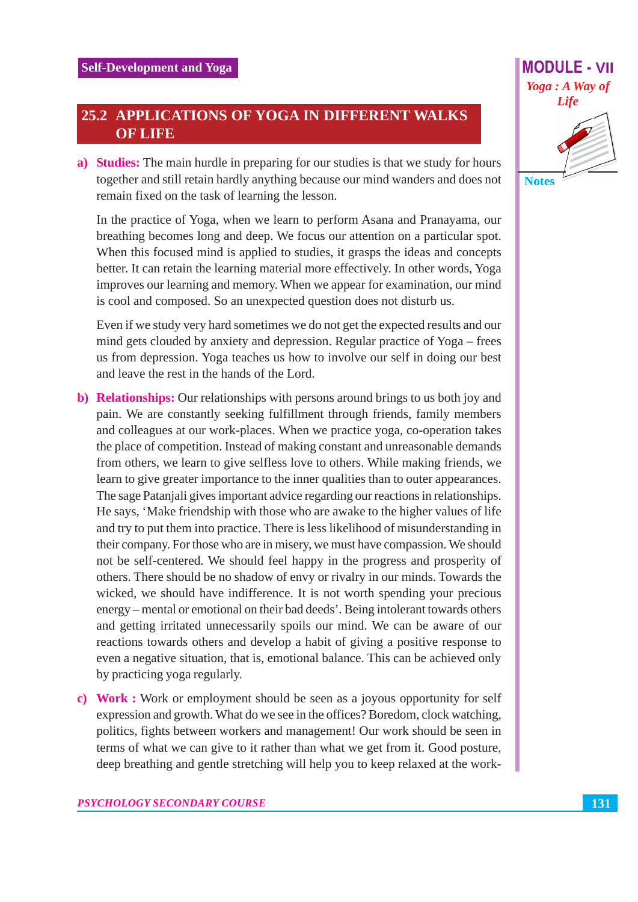## 25.2 APPLICATIONS OF YOGA IN DIFFERENT WALKS OF LIFE

a) **Studies:** The main hurdle in preparing for our studies is that we study for hours together and still retain hardly anything because our mind wanders and does not remain fixed on the task of learning the lesson.

In the practice of Yoga, when we learn to perform Asana and Pranayama, our breathing becomes long and deep. We focus our attention on a particular spot. When this focused mind is applied to studies, it grasps the ideas and concepts better. It can retain the learning material more effectively. In other words, Yoga improves our learning and memory. When we appear for examination, our mind is cool and composed. So an unexpected question does not disturb us.

Even if we study very hard sometimes we do not get the expected results and our mind gets clouded by anxiety and depression. Regular practice of Yoga – frees us from depression. Yoga teaches us how to involve our self in doing our best and leave the rest in the hands of the Lord.

b) **Relationships:** Our relationships with persons around brings to us both joy and pain. We are constantly seeking fulfillment through friends, family members and colleagues at our work-places. When we practice yoga, co-operation takes the place of competition. Instead of making constant and unreasonable demands from others, we learn to give selfless love to others. While making friends, we learn to give greater importance to the inner qualities than to outer appearances. The sage Patanjali gives important advice regarding our reactions in relationships. He says, 'Make friendship with those who are awake to the higher values of life and try to put them into practice. There is less likelihood of misunderstanding in their company. For those who are in misery, we must have compassion. We should not be self-centered. We should feel happy in the progress and prosperity of others. There should be no shadow of envy or rivalry in our minds. Towards the wicked, we should have indifference. It is not worth spending your precious energy – mental or emotional on their bad deeds'. Being intolerant towards others and getting irritated unnecessarily spoils our mind. We can be aware of our reactions towards others and develop a habit of giving a positive response to even a negative situation, that is, emotional balance. This can be achieved only by practicing yoga regularly.

c) **Work :** Work or employment should be seen as a joyous opportunity for self expression and growth. What do we see in the offices? Boredom, clock watching, politics, fights between workers and management! Our work should be seen in terms of what we can give to it rather than what we get from it. Good posture, deep breathing and gentle stretching will help you to keep relaxed at the work-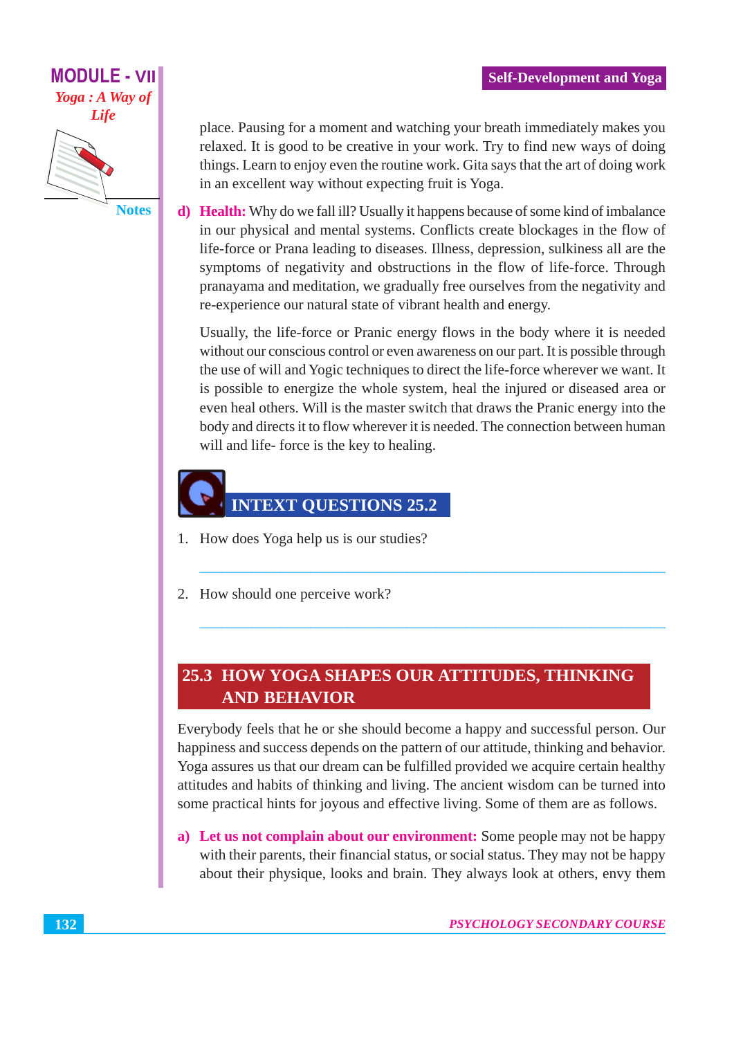place. Pausing for a moment and watching your breath immediately makes you relaxed. It is good to be creative in your work. Try to find new ways of doing things. Learn to enjoy even the routine work. Gita says that the art of doing work in an excellent way without expecting fruit is Yoga.

d) **Health:** Why do we fall ill? Usually it happens because of some kind of imbalance in our physical and mental systems. Conflicts create blockages in the flow of life-force or Prana leading to diseases. Illness, depression, sulkiness all are the symptoms of negativity and obstructions in the flow of life-force. Through pranayama and meditation, we gradually free ourselves from the negativity and re-experience our natural state of vibrant health and energy.

Usually, the life-force or Pranic energy flows in the body where it is needed without our conscious control or even awareness on our part. It is possible through the use of will and Yogic techniques to direct the life-force wherever we want. It is possible to energize the whole system, heal the injured or diseased area or even heal others. Will is the master switch that draws the Pranic energy into the body and directs it to flow wherever it is needed. The connection between human will and life- force is the key to healing.

## INTEXT QUESTIONS 25.2

1. How does Yoga help us is our studies?

___

2. How should one perceive work?

___

## 25.3 HOW YOGA SHAPES OUR ATTITUDES, THINKING AND BEHAVIOR

Everybody feels that he or she should become a happy and successful person. Our happiness and success depends on the pattern of our attitude, thinking and behavior. Yoga assures us that our dream can be fulfilled provided we acquire certain healthy attitudes and habits of thinking and living. The ancient wisdom can be turned into some practical hints for joyous and effective living. Some of them are as follows.

a) **Let us not complain about our environment:** Some people may not be happy with their parents, their financial status, or social status. They may not be happy about their physique, looks and brain. They always look at others, envy them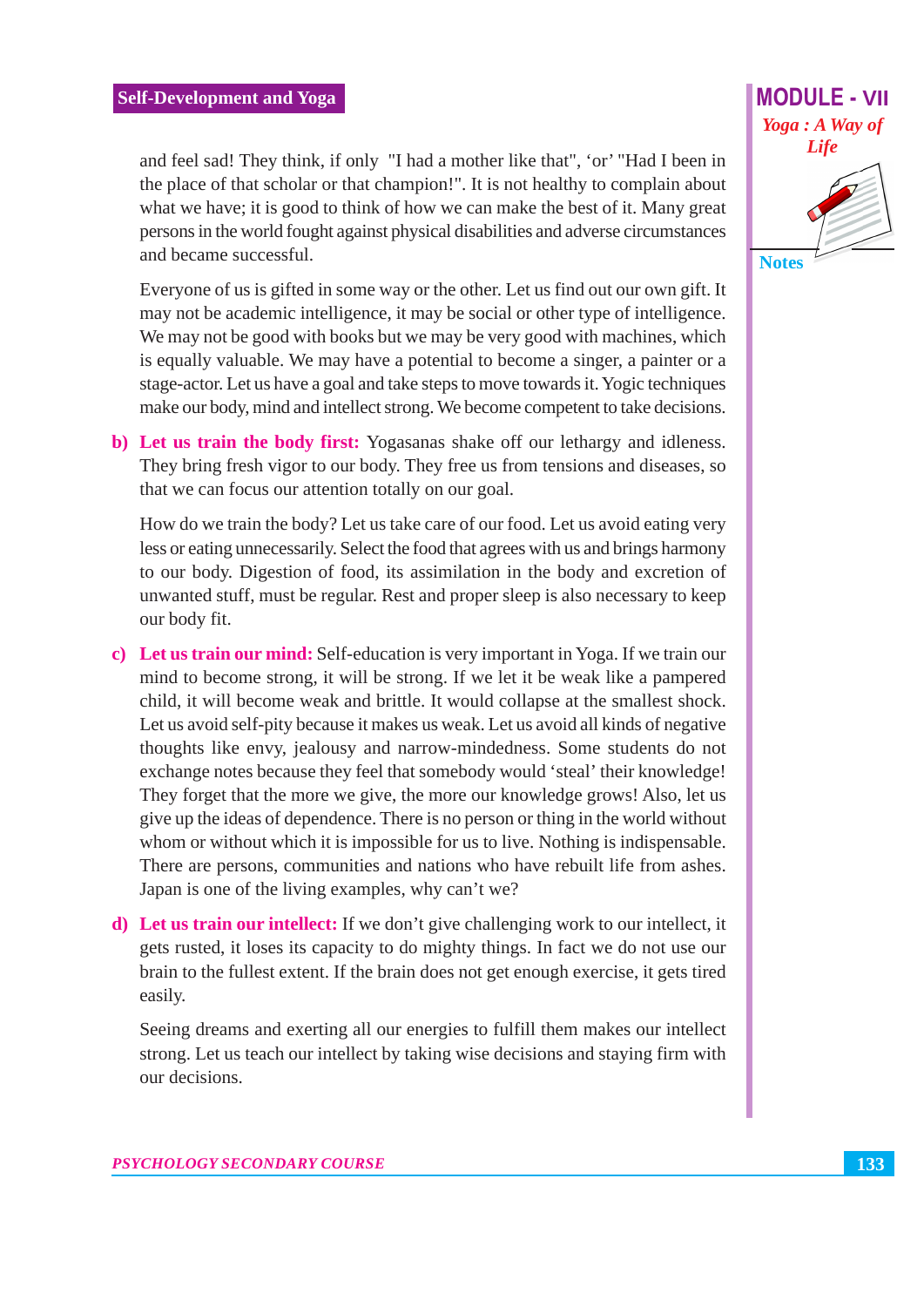and feel sad! They think, if only "I had a mother like that", 'or' "Had I been in the place of that scholar or that champion!". It is not healthy to complain about what we have; it is good to think of how we can make the best of it. Many great persons in the world fought against physical disabilities and adverse circumstances and became successful.

Everyone of us is gifted in some way or the other. Let us find out our own gift. It may not be academic intelligence, it may be social or other type of intelligence. We may not be good with books but we may be very good with machines, which is equally valuable. We may have a potential to become a singer, a painter or a stage-actor. Let us have a goal and take steps to move towards it. Yogic techniques make our body, mind and intellect strong. We become competent to take decisions.

b) **Let us train the body first:** Yogasanas shake off our lethargy and idleness. They bring fresh vigor to our body. They free us from tensions and diseases, so that we can focus our attention totally on our goal.

How do we train the body? Let us take care of our food. Let us avoid eating very less or eating unnecessarily. Select the food that agrees with us and brings harmony to our body. Digestion of food, its assimilation in the body and excretion of unwanted stuff, must be regular. Rest and proper sleep is also necessary to keep our body fit.

c) **Let us train our mind:** Self-education is very important in Yoga. If we train our mind to become strong, it will be strong. If we let it be weak like a pampered child, it will become weak and brittle. It would collapse at the smallest shock. Let us avoid self-pity because it makes us weak. Let us avoid all kinds of negative thoughts like envy, jealousy and narrow-mindedness. Some students do not exchange notes because they feel that somebody would 'steal' their knowledge! They forget that the more we give, the more our knowledge grows! Also, let us give up the ideas of dependence. There is no person or thing in the world without whom or without which it is impossible for us to live. Nothing is indispensable. There are persons, communities and nations who have rebuilt life from ashes. Japan is one of the living examples, why can't we?

d) **Let us train our intellect:** If we don't give challenging work to our intellect, it gets rusted, it loses its capacity to do mighty things. In fact we do not use our brain to the fullest extent. If the brain does not get enough exercise, it gets tired easily.

Seeing dreams and exerting all our energies to fulfill them makes our intellect strong. Let us teach our intellect by taking wise decisions and staying firm with our decisions.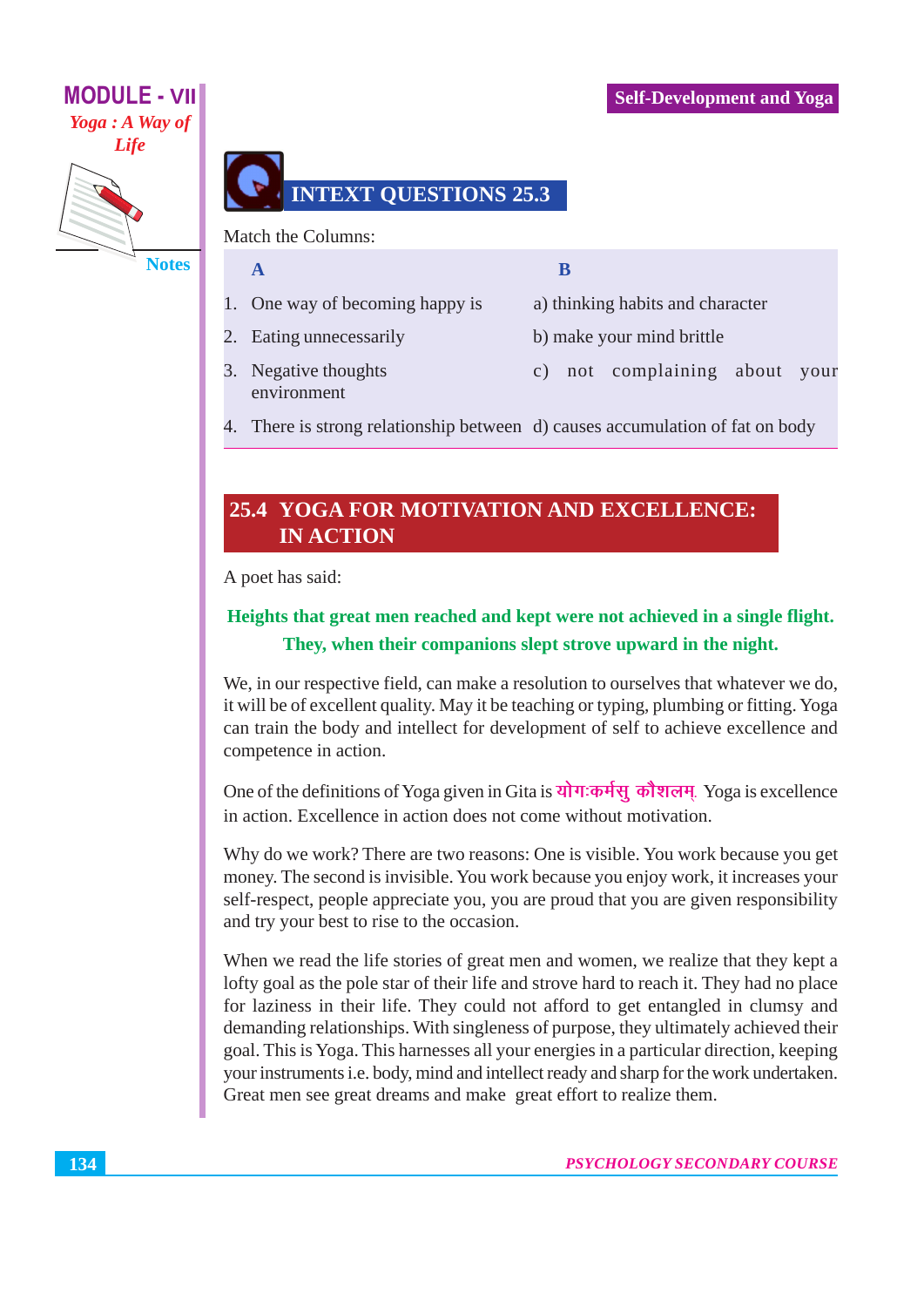## INTEXT QUESTIONS 25.3

Match the Columns:

| A | B |
|---|---|
| 1. One way of becoming happy is | a) thinking habits and character |
| 2. Eating unnecessarily | b) make your mind brittle |
| 3. Negative thoughts | c) not complaining about your environment |
| 4. There is strong relationship between | d) causes accumulation of fat on body |

## 25.4 YOGA FOR MOTIVATION AND EXCELLENCE: IN ACTION

A poet has said:

**Heights that great men reached and kept were not achieved in a single flight.**
**They, when their companions slept strove upward in the night.**

We, in our respective field, can make a resolution to ourselves that whatever we do, it will be of excellent quality. May it be teaching or typing, plumbing or fitting. Yoga can train the body and intellect for development of self to achieve excellence and competence in action.

One of the definitions of Yoga given in Gita is **योगःकर्मसु कौशलम्.** Yoga is excellence in action. Excellence in action does not come without motivation.

Why do we work? There are two reasons: One is visible. You work because you get money. The second is invisible. You work because you enjoy work, it increases your self-respect, people appreciate you, you are proud that you are given responsibility and try your best to rise to the occasion.

When we read the life stories of great men and women, we realize that they kept a lofty goal as the pole star of their life and strove hard to reach it. They had no place for laziness in their life. They could not afford to get entangled in clumsy and demanding relationships. With singleness of purpose, they ultimately achieved their goal. This is Yoga. This harnesses all your energies in a particular direction, keeping your instruments i.e. body, mind and intellect ready and sharp for the work undertaken. Great men see great dreams and make great effort to realize them.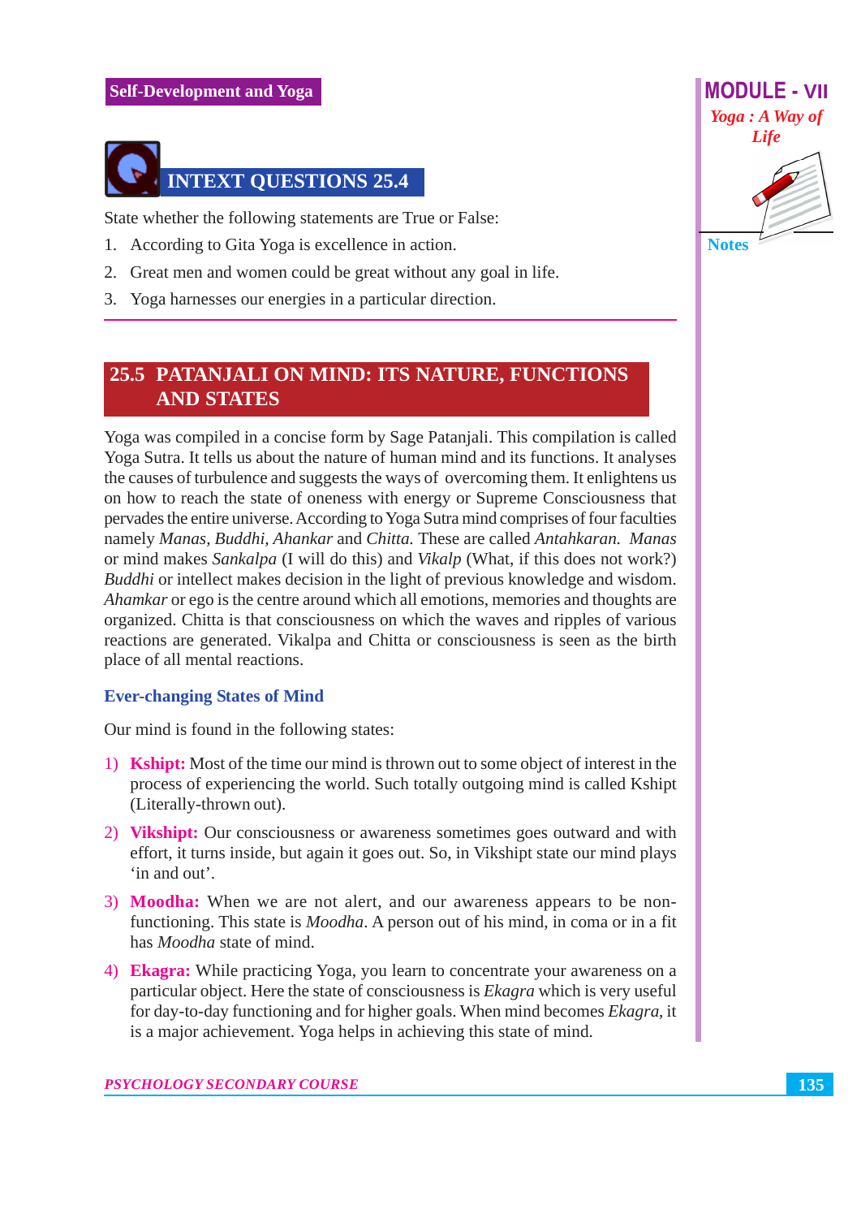## INTEXT QUESTIONS 25.4

State whether the following statements are True or False:

1. According to Gita Yoga is excellence in action.
2. Great men and women could be great without any goal in life.
3. Yoga harnesses our energies in a particular direction.

## 25.5 PATANJALI ON MIND: ITS NATURE, FUNCTIONS AND STATES

Yoga was compiled in a concise form by Sage Patanjali. This compilation is called Yoga Sutra. It tells us about the nature of human mind and its functions. It analyses the causes of turbulence and suggests the ways of overcoming them. It enlightens us on how to reach the state of oneness with energy or Supreme Consciousness that pervades the entire universe. According to Yoga Sutra mind comprises of four faculties namely *Manas, Buddhi, Ahankar* and *Chitta.* These are called *Antahkaran. Manas* or mind makes *Sankalpa* (I will do this) and *Vikalp* (What, if this does not work?) *Buddhi* or intellect makes decision in the light of previous knowledge and wisdom. *Ahamkar* or ego is the centre around which all emotions, memories and thoughts are organized. Chitta is that consciousness on which the waves and ripples of various reactions are generated. Vikalpa and Chitta or consciousness is seen as the birth place of all mental reactions.

### Ever-changing States of Mind

Our mind is found in the following states:

1) **Kshipt:** Most of the time our mind is thrown out to some object of interest in the process of experiencing the world. Such totally outgoing mind is called Kshipt (Literally-thrown out).
2) **Vikshipt:** Our consciousness or awareness sometimes goes outward and with effort, it turns inside, but again it goes out. So, in Vikshipt state our mind plays 'in and out'.
3) **Moodha:** When we are not alert, and our awareness appears to be non-functioning. This state is *Moodha*. A person out of his mind, in coma or in a fit has *Moodha* state of mind.
4) **Ekagra:** While practicing Yoga, you learn to concentrate your awareness on a particular object. Here the state of consciousness is *Ekagra* which is very useful for day-to-day functioning and for higher goals. When mind becomes *Ekagra*, it is a major achievement. Yoga helps in achieving this state of mind.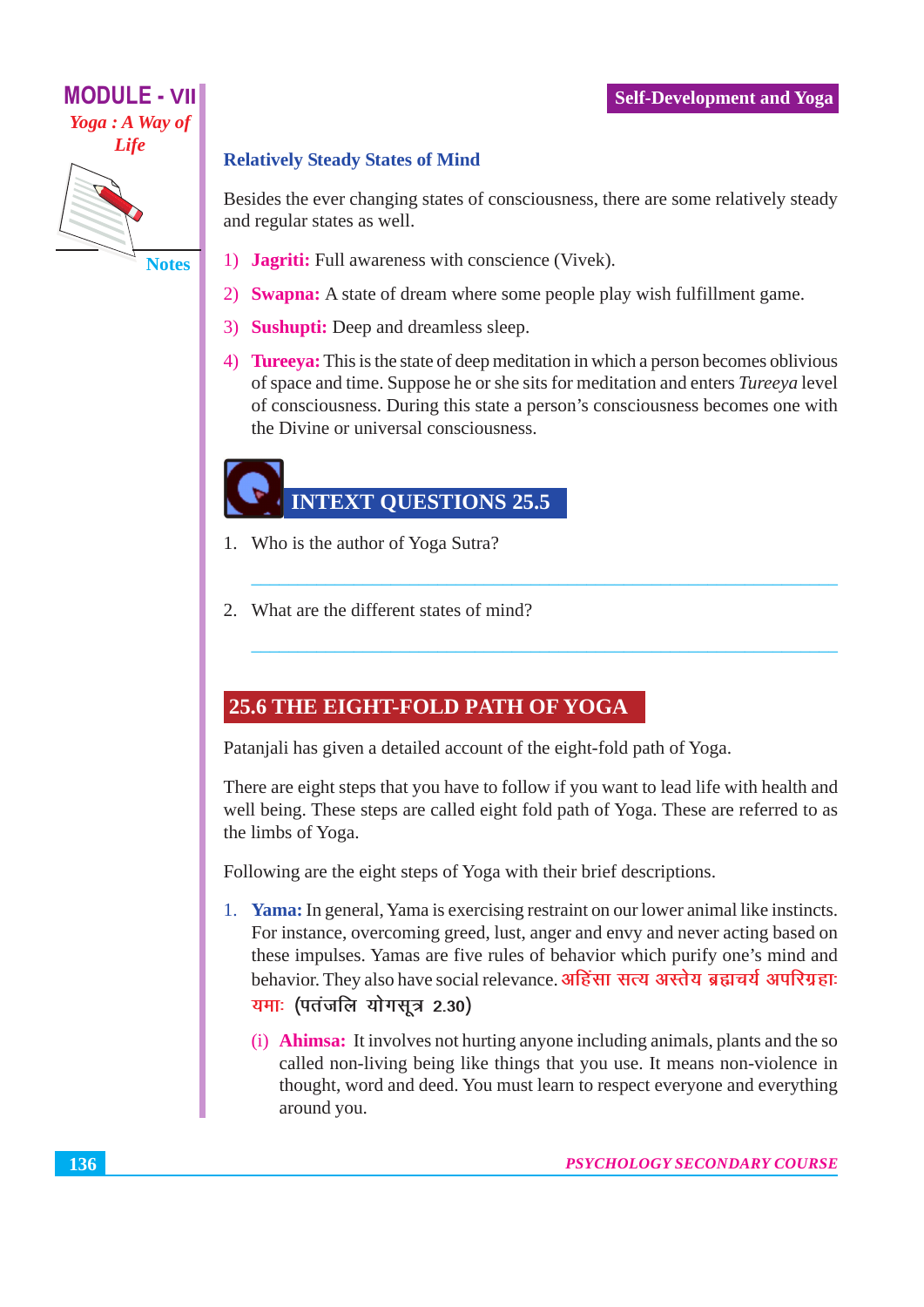### Relatively Steady States of Mind

Besides the ever changing states of consciousness, there are some relatively steady and regular states as well.

1) **Jagriti:** Full awareness with conscience (Vivek).
2) **Swapna:** A state of dream where some people play wish fulfillment game.
3) **Sushupti:** Deep and dreamless sleep.
4) **Tureeya:** This is the state of deep meditation in which a person becomes oblivious of space and time. Suppose he or she sits for meditation and enters *Tureeya* level of consciousness. During this state a person's consciousness becomes one with the Divine or universal consciousness.

## INTEXT QUESTIONS 25.5

1. Who is the author of Yoga Sutra?

2. What are the different states of mind?

## 25.6 THE EIGHT-FOLD PATH OF YOGA

Patanjali has given a detailed account of the eight-fold path of Yoga.

There are eight steps that you have to follow if you want to lead life with health and well being. These steps are called eight fold path of Yoga. These are referred to as the limbs of Yoga.

Following are the eight steps of Yoga with their brief descriptions.

1. **Yama:** In general, Yama is exercising restraint on our lower animal like instincts. For instance, overcoming greed, lust, anger and envy and never acting based on these impulses. Yamas are five rules of behavior which purify one's mind and behavior. They also have social relevance. अहिंसा सत्य अस्तेय ब्रह्मचर्य अपरिग्रहाः यमाः (पतंजलि योगसूत्र 2.30)

   (i) **Ahimsa:** It involves not hurting anyone including animals, plants and the so called non-living being like things that you use. It means non-violence in thought, word and deed. You must learn to respect everyone and everything around you.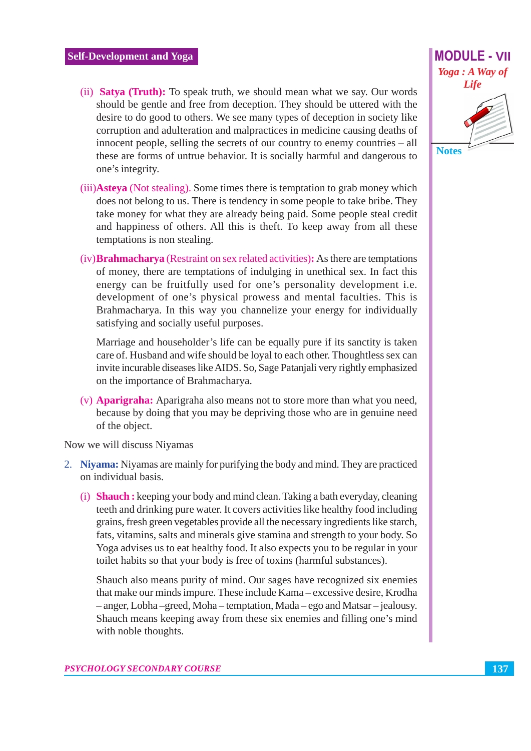(ii) **Satya (Truth):** To speak truth, we should mean what we say. Our words should be gentle and free from deception. They should be uttered with the desire to do good to others. We see many types of deception in society like corruption and adulteration and malpractices in medicine causing deaths of innocent people, selling the secrets of our country to enemy countries – all these are forms of untrue behavior. It is socially harmful and dangerous to one's integrity.

(iii) **Asteya** (Not stealing). Some times there is temptation to grab money which does not belong to us. There is tendency in some people to take bribe. They take money for what they are already being paid. Some people steal credit and happiness of others. All this is theft. To keep away from all these temptations is non stealing.

(iv) **Brahmacharya** (Restraint on sex related activities)**:** As there are temptations of money, there are temptations of indulging in unethical sex. In fact this energy can be fruitfully used for one's personality development i.e. development of one's physical prowess and mental faculties. This is Brahmacharya. In this way you channelize your energy for individually satisfying and socially useful purposes.

Marriage and householder's life can be equally pure if its sanctity is taken care of. Husband and wife should be loyal to each other. Thoughtless sex can invite incurable diseases like AIDS. So, Sage Patanjali very rightly emphasized on the importance of Brahmacharya.

(v) **Aparigraha:** Aparigraha also means not to store more than what you need, because by doing that you may be depriving those who are in genuine need of the object.

Now we will discuss Niyamas

2. **Niyama:** Niyamas are mainly for purifying the body and mind. They are practiced on individual basis.

(i) **Shauch :** keeping your body and mind clean. Taking a bath everyday, cleaning teeth and drinking pure water. It covers activities like healthy food including grains, fresh green vegetables provide all the necessary ingredients like starch, fats, vitamins, salts and minerals give stamina and strength to your body. So Yoga advises us to eat healthy food. It also expects you to be regular in your toilet habits so that your body is free of toxins (harmful substances).

Shauch also means purity of mind. Our sages have recognized six enemies that make our minds impure. These include Kama – excessive desire, Krodha – anger, Lobha –greed, Moha – temptation, Mada – ego and Matsar – jealousy. Shauch means keeping away from these six enemies and filling one's mind with noble thoughts.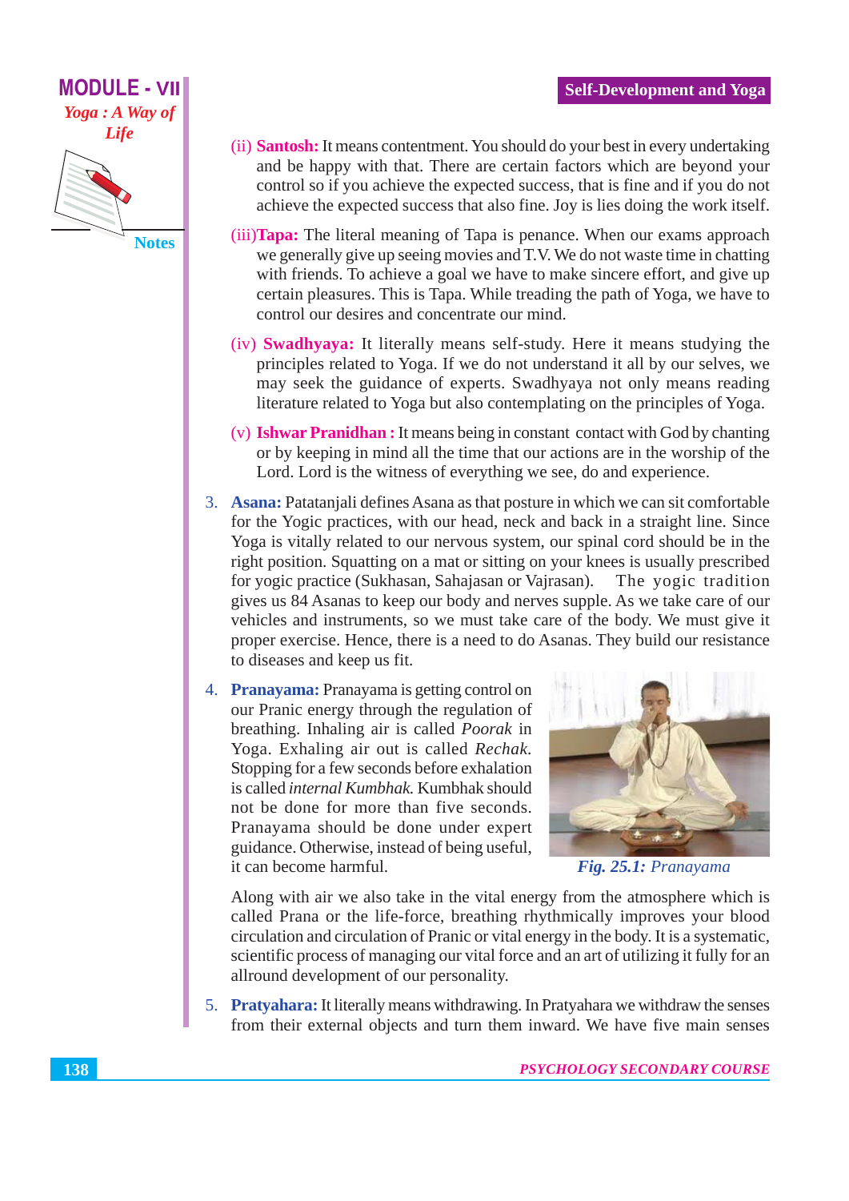(ii) **Santosh:** It means contentment. You should do your best in every undertaking and be happy with that. There are certain factors which are beyond your control so if you achieve the expected success, that is fine and if you do not achieve the expected success that also fine. Joy is lies doing the work itself.

(iii) **Tapa:** The literal meaning of Tapa is penance. When our exams approach we generally give up seeing movies and T.V. We do not waste time in chatting with friends. To achieve a goal we have to make sincere effort, and give up certain pleasures. This is Tapa. While treading the path of Yoga, we have to control our desires and concentrate our mind.

(iv) **Swadhyaya:** It literally means self-study. Here it means studying the principles related to Yoga. If we do not understand it all by our selves, we may seek the guidance of experts. Swadhyaya not only means reading literature related to Yoga but also contemplating on the principles of Yoga.

(v) **Ishwar Pranidhan :** It means being in constant contact with God by chanting or by keeping in mind all the time that our actions are in the worship of the Lord. Lord is the witness of everything we see, do and experience.

3. **Asana:** Patatanjali defines Asana as that posture in which we can sit comfortable for the Yogic practices, with our head, neck and back in a straight line. Since Yoga is vitally related to our nervous system, our spinal cord should be in the right position. Squatting on a mat or sitting on your knees is usually prescribed for yogic practice (Sukhasan, Sahajasan or Vajrasan). The yogic tradition gives us 84 Asanas to keep our body and nerves supple. As we take care of our vehicles and instruments, so we must take care of the body. We must give it proper exercise. Hence, there is a need to do Asanas. They build our resistance to diseases and keep us fit.

4. **Pranayama:** Pranayama is getting control on our Pranic energy through the regulation of breathing. Inhaling air is called *Poorak* in Yoga. Exhaling air out is called *Rechak*. Stopping for a few seconds before exhalation is called *internal Kumbhak*. Kumbhak should not be done for more than five seconds. Pranayama should be done under expert guidance. Otherwise, instead of being useful, it can become harmful.

*Fig. 25.1: Pranayama*

Along with air we also take in the vital energy from the atmosphere which is called Prana or the life-force, breathing rhythmically improves your blood circulation and circulation of Pranic or vital energy in the body. It is a systematic, scientific process of managing our vital force and an art of utilizing it fully for an allround development of our personality.

5. **Pratyahara:** It literally means withdrawing. In Pratyahara we withdraw the senses from their external objects and turn them inward. We have five main senses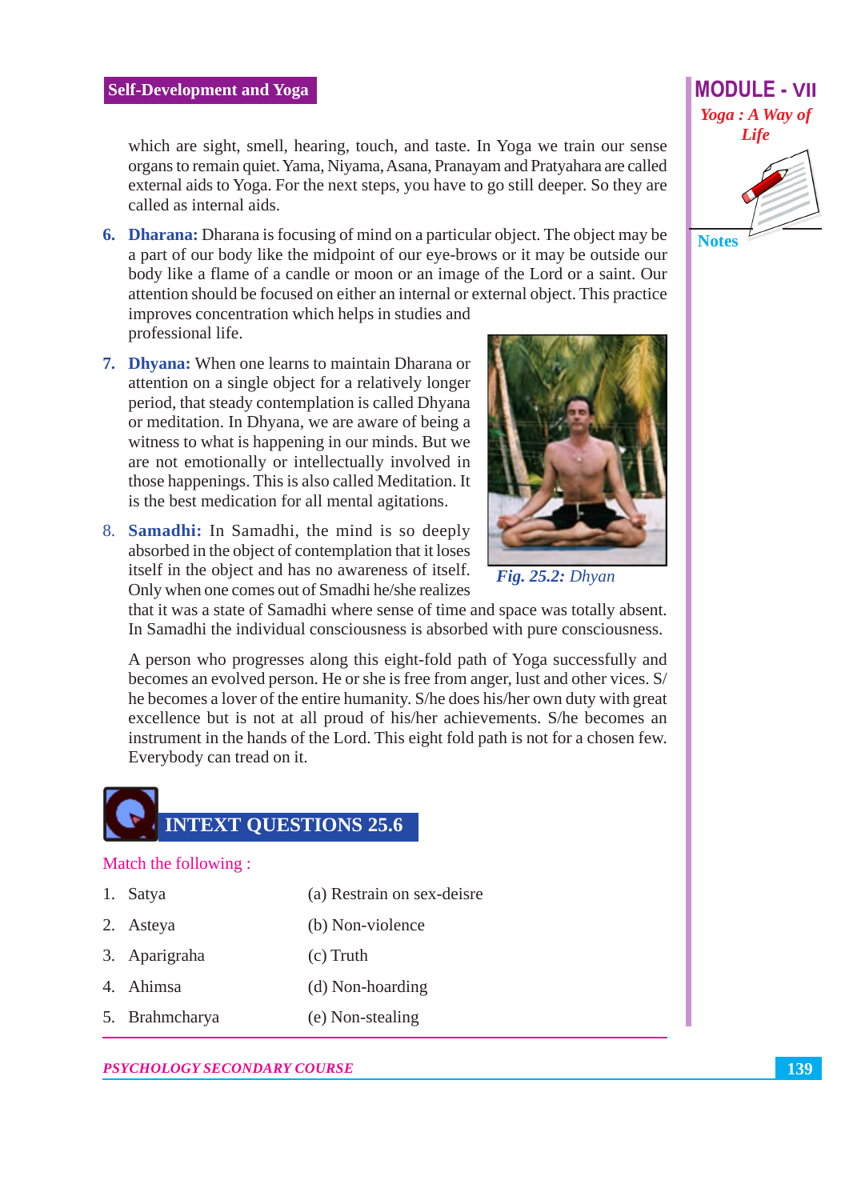which are sight, smell, hearing, touch, and taste. In Yoga we train our sense organs to remain quiet. Yama, Niyama, Asana, Pranayam and Pratyahara are called external aids to Yoga. For the next steps, you have to go still deeper. So they are called as internal aids.

6. **Dharana:** Dharana is focusing of mind on a particular object. The object may be a part of our body like the midpoint of our eye-brows or it may be outside our body like a flame of a candle or moon or an image of the Lord or a saint. Our attention should be focused on either an internal or external object. This practice improves concentration which helps in studies and professional life.

7. **Dhyana:** When one learns to maintain Dharana or attention on a single object for a relatively longer period, that steady contemplation is called Dhyana or meditation. In Dhyana, we are aware of being a witness to what is happening in our minds. But we are not emotionally or intellectually involved in those happenings. This is also called Meditation. It is the best medication for all mental agitations.

*Fig. 25.2: Dhyan*

8. **Samadhi:** In Samadhi, the mind is so deeply absorbed in the object of contemplation that it loses itself in the object and has no awareness of itself. Only when one comes out of Smadhi he/she realizes that it was a state of Samadhi where sense of time and space was totally absent. In Samadhi the individual consciousness is absorbed with pure consciousness.

A person who progresses along this eight-fold path of Yoga successfully and becomes an evolved person. He or she is free from anger, lust and other vices. S/he becomes a lover of the entire humanity. S/he does his/her own duty with great excellence but is not at all proud of his/her achievements. S/he becomes an instrument in the hands of the Lord. This eight fold path is not for a chosen few. Everybody can tread on it.

## INTEXT QUESTIONS 25.6

Match the following :

| | |
|---|---|
| 1. Satya | (a) Restrain on sex-deisre |
| 2. Asteya | (b) Non-violence |
| 3. Aparigraha | (c) Truth |
| 4. Ahimsa | (d) Non-hoarding |
| 5. Brahmcharya | (e) Non-stealing |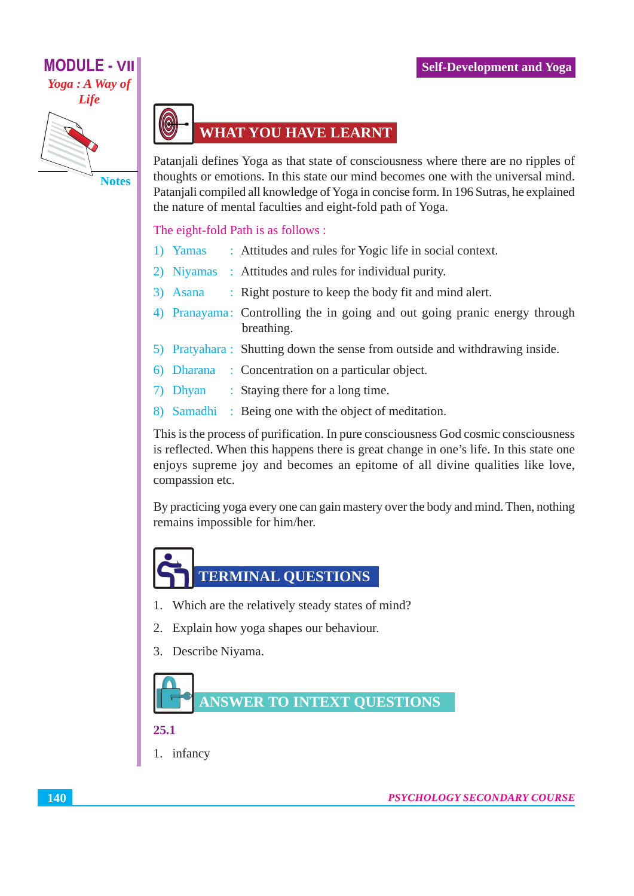## WHAT YOU HAVE LEARNT

Patanjali defines Yoga as that state of consciousness where there are no ripples of thoughts or emotions. In this state our mind becomes one with the universal mind. Patanjali compiled all knowledge of Yoga in concise form. In 196 Sutras, he explained the nature of mental faculties and eight-fold path of Yoga.

The eight-fold Path is as follows :

1) Yamas : Attitudes and rules for Yogic life in social context.
2) Niyamas : Attitudes and rules for individual purity.
3) Asana : Right posture to keep the body fit and mind alert.
4) Pranayama : Controlling the in going and out going pranic energy through breathing.
5) Pratyahara : Shutting down the sense from outside and withdrawing inside.
6) Dharana : Concentration on a particular object.
7) Dhyan : Staying there for a long time.
8) Samadhi : Being one with the object of meditation.

This is the process of purification. In pure consciousness God cosmic consciousness is reflected. When this happens there is great change in one's life. In this state one enjoys supreme joy and becomes an epitome of all divine qualities like love, compassion etc.

By practicing yoga every one can gain mastery over the body and mind. Then, nothing remains impossible for him/her.

## TERMINAL QUESTIONS

1. Which are the relatively steady states of mind?
2. Explain how yoga shapes our behaviour.
3. Describe Niyama.

## ANSWER TO INTEXT QUESTIONS

**25.1**

1. infancy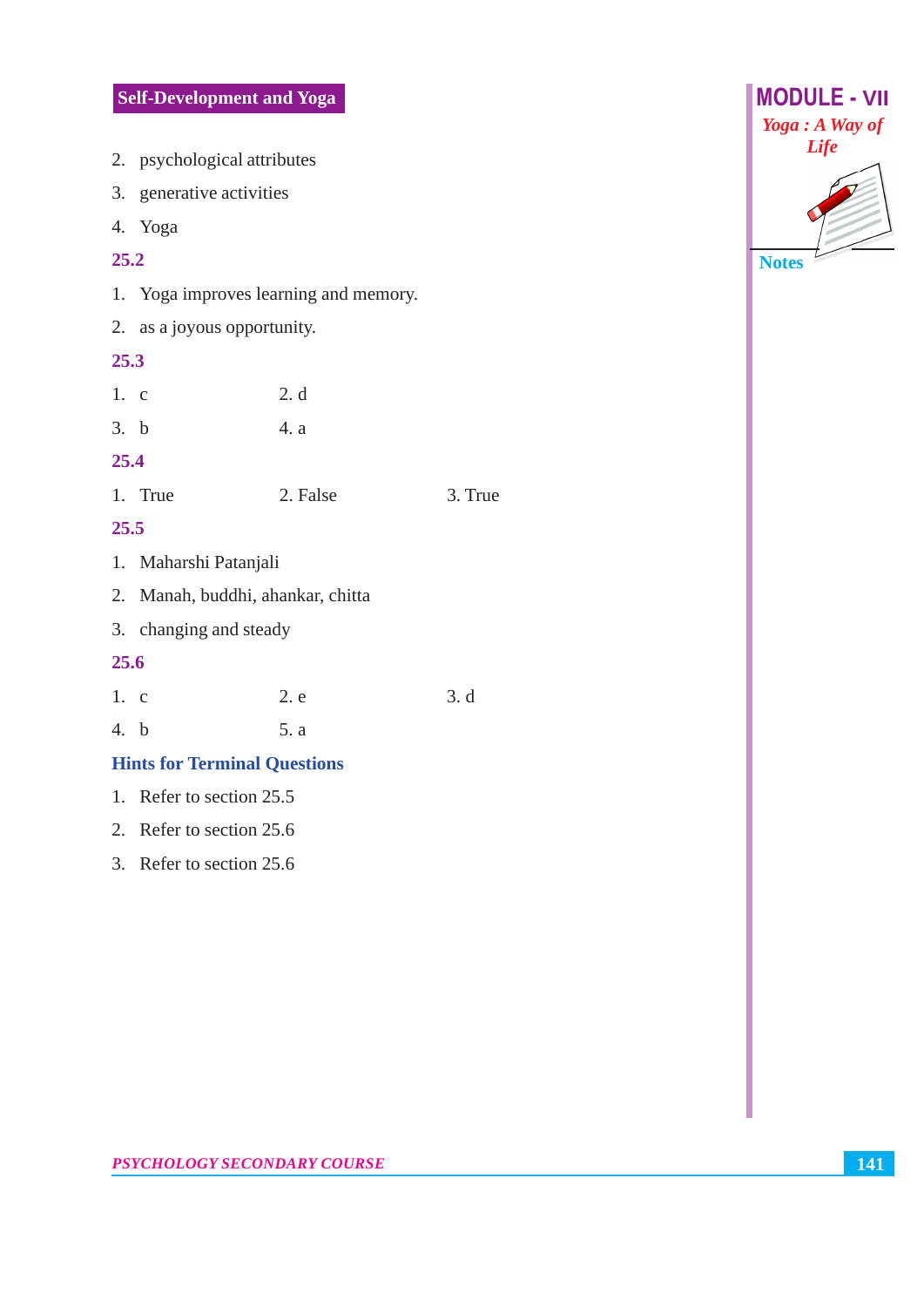2. psychological attributes
3. generative activities
4. Yoga

**25.2**

1. Yoga improves learning and memory.
2. as a joyous opportunity.

**25.3**

| | |
|---|---|
| 1. c | 2. d |
| 3. b | 4. a |

**25.4**

| | | |
|---|---|---|
| 1. True | 2. False | 3. True |

**25.5**

1. Maharshi Patanjali
2. Manah, buddhi, ahankar, chitta
3. changing and steady

**25.6**

| | | |
|---|---|---|
| 1. c | 2. e | 3. d |
| 4. b | 5. a | |

## Hints for Terminal Questions

1. Refer to section 25.5
2. Refer to section 25.6
3. Refer to section 25.6